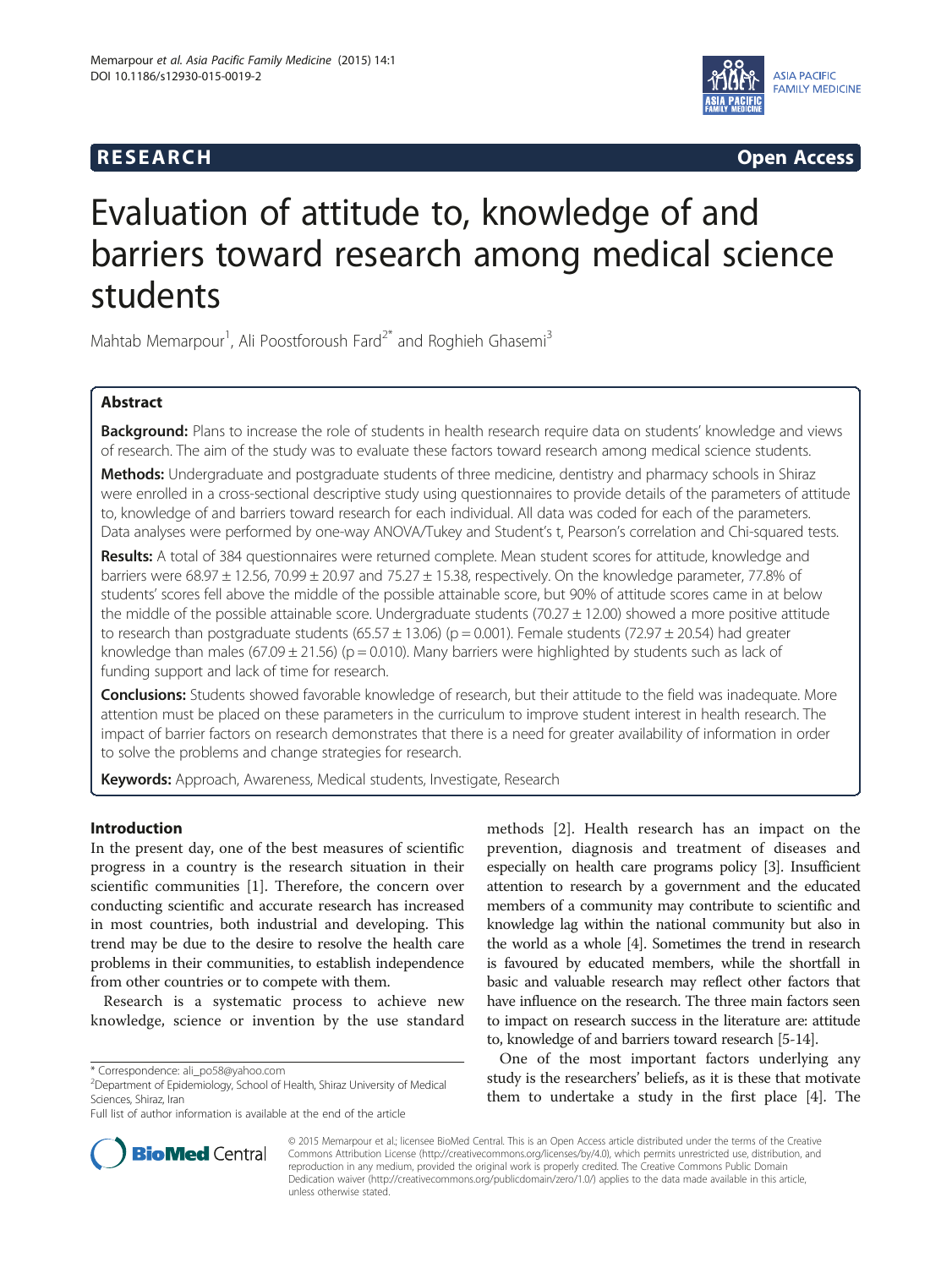RESEARCH Open Access

# Evaluation of attitude to, knowledge of and barriers toward research among medical science students

Mahtab Memarpour[1], Ali Poostforoush Fard[2*] and Roghieh Ghasemi[3]

## Abstract

**Background:** Plans to increase the role of students in health research require data on students' knowledge and views of research. The aim of the study was to evaluate these factors toward research among medical science students.

**Methods:** Undergraduate and postgraduate students of three medicine, dentistry and pharmacy schools in Shiraz were enrolled in a cross-sectional descriptive study using questionnaires to provide details of the parameters of attitude to, knowledge of and barriers toward research for each individual. All data was coded for each of the parameters. Data analyses were performed by one-way ANOVA/Tukey and Student's t, Pearson's correlation and Chi-squared tests.

**Results:** A total of 384 questionnaires were returned complete. Mean student scores for attitude, knowledge and barriers were 68.97 ± 12.56, 70.99 ± 20.97 and 75.27 ± 15.38, respectively. On the knowledge parameter, 77.8% of students' scores fell above the middle of the possible attainable score, but 90% of attitude scores came in at below the middle of the possible attainable score. Undergraduate students (70.27 ± 12.00) showed a more positive attitude to research than postgraduate students (65.57 ± 13.06) ($p = 0.001$). Female students (72.97 ± 20.54) had greater knowledge than males (67.09 ± 21.56) ($p = 0.010$). Many barriers were highlighted by students such as lack of funding support and lack of time for research.

**Conclusions:** Students showed favorable knowledge of research, but their attitude to the field was inadequate. More attention must be placed on these parameters in the curriculum to improve student interest in health research. The impact of barrier factors on research demonstrates that there is a need for greater availability of information in order to solve the problems and change strategies for research.

**Keywords:** Approach, Awareness, Medical students, Investigate, Research

## Introduction

In the present day, one of the best measures of scientific progress in a country is the research situation in their scientific communities [1]. Therefore, the concern over conducting scientific and accurate research has increased in most countries, both industrial and developing. This trend may be due to the desire to resolve the health care problems in their communities, to establish independence from other countries or to compete with them.

Research is a systematic process to achieve new knowledge, science or invention by the use standard methods [2]. Health research has an impact on the prevention, diagnosis and treatment of diseases and especially on health care programs policy [3]. Insufficient attention to research by a government and the educated members of a community may contribute to scientific and knowledge lag within the national community but also in the world as a whole [4]. Sometimes the trend in research is favoured by educated members, while the shortfall in basic and valuable research may reflect other factors that have influence on the research. The three main factors seen to impact on research success in the literature are: attitude to, knowledge of and barriers toward research [5-14].

One of the most important factors underlying any study is the researchers' beliefs, as it is these that motivate them to undertake a study in the first place [4]. The

\* Correspondence: ali_po58@yahoo.com
[2]Department of Epidemiology, School of Health, Shiraz University of Medical Sciences, Shiraz, Iran
Full list of author information is available at the end of the article

© 2015 Memarpour et al.; licensee BioMed Central. This is an Open Access article distributed under the terms of the Creative Commons Attribution License (http://creativecommons.org/licenses/by/4.0), which permits unrestricted use, distribution, and reproduction in any medium, provided the original work is properly credited. The Creative Commons Public Domain Dedication waiver (http://creativecommons.org/publicdomain/zero/1.0/) applies to the data made available in this article, unless otherwise stated.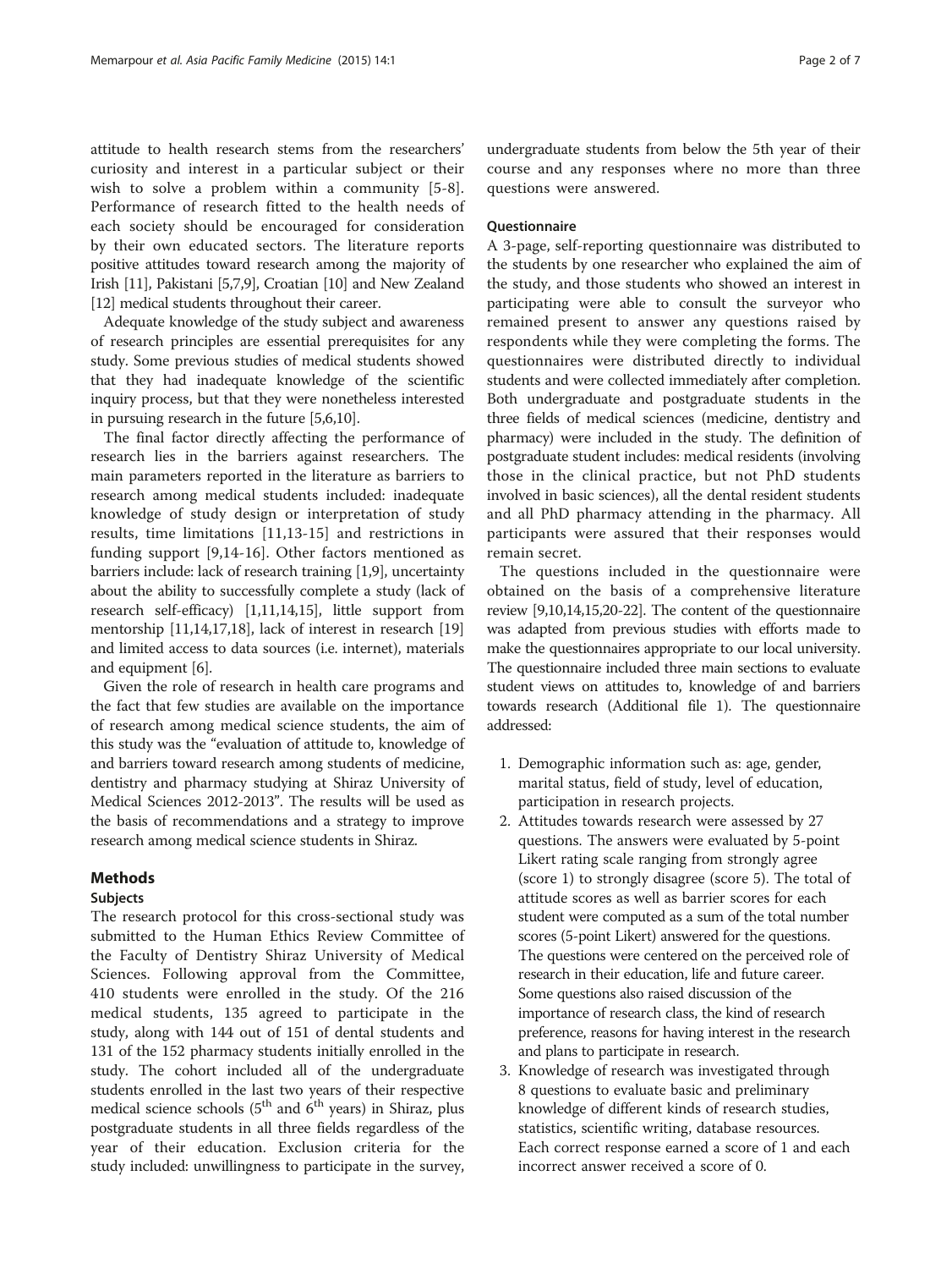attitude to health research stems from the researchers' curiosity and interest in a particular subject or their wish to solve a problem within a community [5-8]. Performance of research fitted to the health needs of each society should be encouraged for consideration by their own educated sectors. The literature reports positive attitudes toward research among the majority of Irish [11], Pakistani [5,7,9], Croatian [10] and New Zealand [12] medical students throughout their career.

Adequate knowledge of the study subject and awareness of research principles are essential prerequisites for any study. Some previous studies of medical students showed that they had inadequate knowledge of the scientific inquiry process, but that they were nonetheless interested in pursuing research in the future [5,6,10].

The final factor directly affecting the performance of research lies in the barriers against researchers. The main parameters reported in the literature as barriers to research among medical students included: inadequate knowledge of study design or interpretation of study results, time limitations [11,13-15] and restrictions in funding support [9,14-16]. Other factors mentioned as barriers include: lack of research training [1,9], uncertainty about the ability to successfully complete a study (lack of research self-efficacy) [1,11,14,15], little support from mentorship [11,14,17,18], lack of interest in research [19] and limited access to data sources (i.e. internet), materials and equipment [6].

Given the role of research in health care programs and the fact that few studies are available on the importance of research among medical science students, the aim of this study was the "evaluation of attitude to, knowledge of and barriers toward research among students of medicine, dentistry and pharmacy studying at Shiraz University of Medical Sciences 2012-2013". The results will be used as the basis of recommendations and a strategy to improve research among medical science students in Shiraz.

## Methods

### Subjects

The research protocol for this cross-sectional study was submitted to the Human Ethics Review Committee of the Faculty of Dentistry Shiraz University of Medical Sciences. Following approval from the Committee, 410 students were enrolled in the study. Of the 216 medical students, 135 agreed to participate in the study, along with 144 out of 151 of dental students and 131 of the 152 pharmacy students initially enrolled in the study. The cohort included all of the undergraduate students enrolled in the last two years of their respective medical science schools (5th and 6th years) in Shiraz, plus postgraduate students in all three fields regardless of the year of their education. Exclusion criteria for the study included: unwillingness to participate in the survey, undergraduate students from below the 5th year of their course and any responses where no more than three questions were answered.

### Questionnaire

A 3-page, self-reporting questionnaire was distributed to the students by one researcher who explained the aim of the study, and those students who showed an interest in participating were able to consult the surveyor who remained present to answer any questions raised by respondents while they were completing the forms. The questionnaires were distributed directly to individual students and were collected immediately after completion. Both undergraduate and postgraduate students in the three fields of medical sciences (medicine, dentistry and pharmacy) were included in the study. The definition of postgraduate student includes: medical residents (involving those in the clinical practice, but not PhD students involved in basic sciences), all the dental resident students and all PhD pharmacy attending in the pharmacy. All participants were assured that their responses would remain secret.

The questions included in the questionnaire were obtained on the basis of a comprehensive literature review [9,10,14,15,20-22]. The content of the questionnaire was adapted from previous studies with efforts made to make the questionnaires appropriate to our local university. The questionnaire included three main sections to evaluate student views on attitudes to, knowledge of and barriers towards research (Additional file 1). The questionnaire addressed:

1. Demographic information such as: age, gender, marital status, field of study, level of education, participation in research projects.
2. Attitudes towards research were assessed by 27 questions. The answers were evaluated by 5-point Likert rating scale ranging from strongly agree (score 1) to strongly disagree (score 5). The total of attitude scores as well as barrier scores for each student were computed as a sum of the total number scores (5-point Likert) answered for the questions. The questions were centered on the perceived role of research in their education, life and future career. Some questions also raised discussion of the importance of research class, the kind of research preference, reasons for having interest in the research and plans to participate in research.
3. Knowledge of research was investigated through 8 questions to evaluate basic and preliminary knowledge of different kinds of research studies, statistics, scientific writing, database resources. Each correct response earned a score of 1 and each incorrect answer received a score of 0.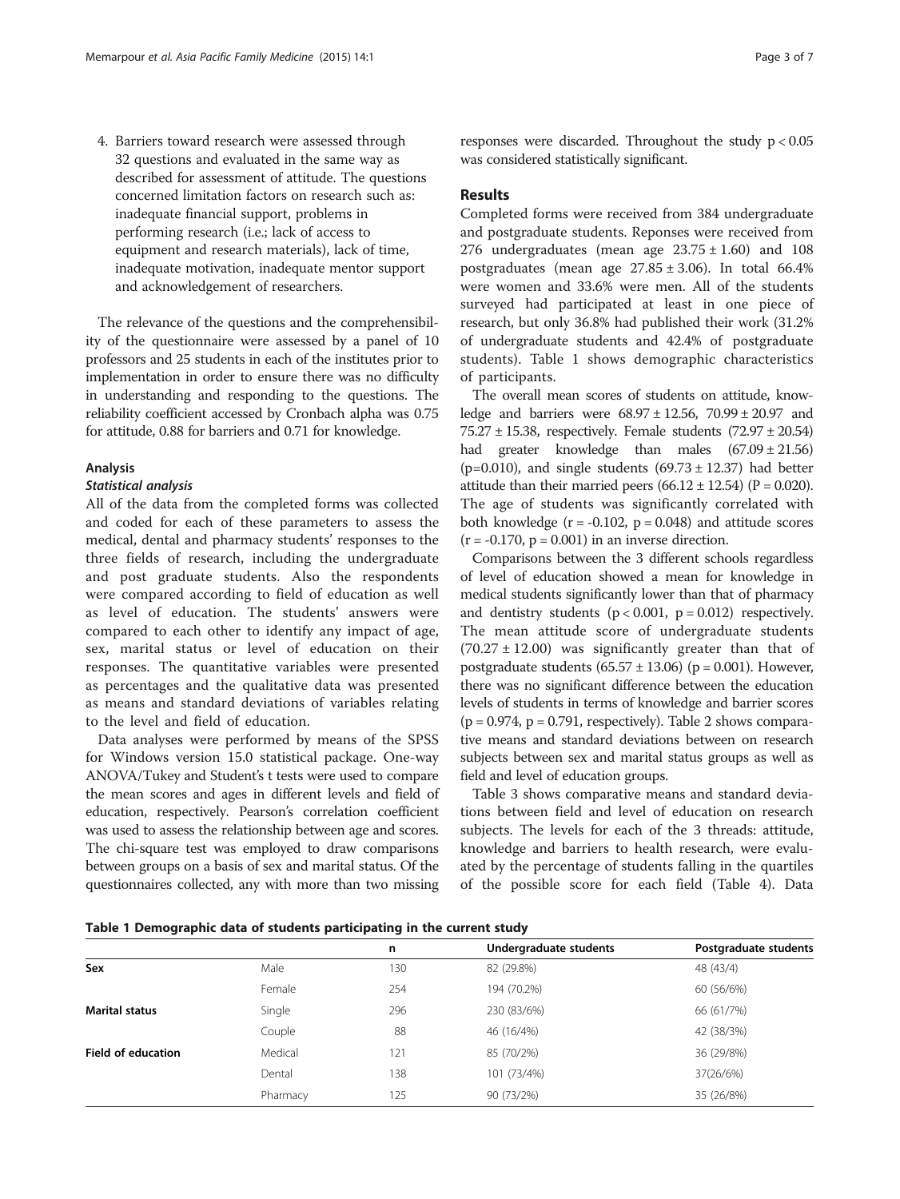4. Barriers toward research were assessed through 32 questions and evaluated in the same way as described for assessment of attitude. The questions concerned limitation factors on research such as: inadequate financial support, problems in performing research (i.e.; lack of access to equipment and research materials), lack of time, inadequate motivation, inadequate mentor support and acknowledgement of researchers.

The relevance of the questions and the comprehensibility of the questionnaire were assessed by a panel of 10 professors and 25 students in each of the institutes prior to implementation in order to ensure there was no difficulty in understanding and responding to the questions. The reliability coefficient accessed by Cronbach alpha was 0.75 for attitude, 0.88 for barriers and 0.71 for knowledge.

### Analysis

#### *Statistical analysis*

All of the data from the completed forms was collected and coded for each of these parameters to assess the medical, dental and pharmacy students' responses to the three fields of research, including the undergraduate and post graduate students. Also the respondents were compared according to field of education as well as level of education. The students' answers were compared to each other to identify any impact of age, sex, marital status or level of education on their responses. The quantitative variables were presented as percentages and the qualitative data was presented as means and standard deviations of variables relating to the level and field of education.

Data analyses were performed by means of the SPSS for Windows version 15.0 statistical package. One-way ANOVA/Tukey and Student's t tests were used to compare the mean scores and ages in different levels and field of education, respectively. Pearson's correlation coefficient was used to assess the relationship between age and scores. The chi-square test was employed to draw comparisons between groups on a basis of sex and marital status. Of the questionnaires collected, any with more than two missing responses were discarded. Throughout the study $p < 0.05$ was considered statistically significant.

## Results

Completed forms were received from 384 undergraduate and postgraduate students. Reponses were received from 276 undergraduates (mean age $23.75 \pm 1.60$) and 108 postgraduates (mean age $27.85 \pm 3.06$). In total 66.4% were women and 33.6% were men. All of the students surveyed had participated at least in one piece of research, but only 36.8% had published their work (31.2% of undergraduate students and 42.4% of postgraduate students). Table 1 shows demographic characteristics of participants.

The overall mean scores of students on attitude, knowledge and barriers were $68.97 \pm 12.56$, $70.99 \pm 20.97$ and $75.27 \pm 15.38$, respectively. Female students ($72.97 \pm 20.54$) had greater knowledge than males ($67.09 \pm 21.56$) ($p=0.010$), and single students ($69.73 \pm 12.37$) had better attitude than their married peers ($66.12 \pm 12.54$) ($P = 0.020$). The age of students was significantly correlated with both knowledge ($r = -0.102$, $p = 0.048$) and attitude scores ($r = -0.170$, $p = 0.001$) in an inverse direction.

Comparisons between the 3 different schools regardless of level of education showed a mean for knowledge in medical students significantly lower than that of pharmacy and dentistry students ($p < 0.001$, $p = 0.012$) respectively. The mean attitude score of undergraduate students ($70.27 \pm 12.00$) was significantly greater than that of postgraduate students ($65.57 \pm 13.06$) ($p = 0.001$). However, there was no significant difference between the education levels of students in terms of knowledge and barrier scores ($p = 0.974$, $p = 0.791$, respectively). Table 2 shows comparative means and standard deviations between on research subjects between sex and marital status groups as well as field and level of education groups.

Table 3 shows comparative means and standard deviations between field and level of education on research subjects. The levels for each of the 3 threads: attitude, knowledge and barriers to health research, were evaluated by the percentage of students falling in the quartiles of the possible score for each field (Table 4). Data

**Table 1 Demographic data of students participating in the current study**

| | | n | Undergraduate students | Postgraduate students |
|---|---|---|---|---|
| **Sex** | Male | 130 | 82 (29.8%) | 48 (43/4) |
| | Female | 254 | 194 (70.2%) | 60 (56/6%) |
| **Marital status** | Single | 296 | 230 (83/6%) | 66 (61/7%) |
| | Couple | 88 | 46 (16/4%) | 42 (38/3%) |
| **Field of education** | Medical | 121 | 85 (70/2%) | 36 (29/8%) |
| | Dental | 138 | 101 (73/4%) | 37(26/6%) |
| | Pharmacy | 125 | 90 (73/2%) | 35 (26/8%) |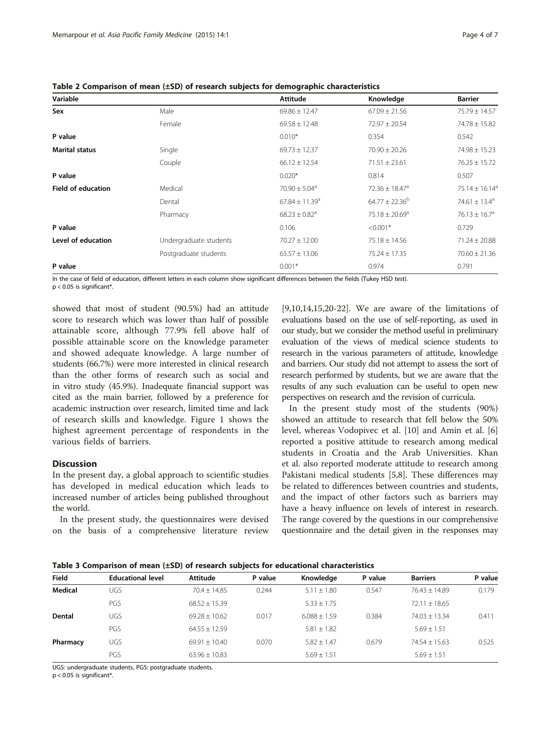**Table 2 Comparison of mean (±SD) of research subjects for demographic characteristics**

| Variable | | Attitude | Knowledge | Barrier |
|---|---|---|---|---|
| **Sex** | Male | 69.86 ± 12.47 | 67.09 ± 21.56 | 75.79 ± 14.57 |
| | Female | 69.58 ± 12.48 | 72.97 ± 20.54 | 74.78 ± 15.82 |
| **P value** | | 0.010* | 0.354 | 0.542 |
| **Marital status** | Single | 69.73 ± 12.37 | 70.90 ± 20.26 | 74.98 ± 15.23 |
| | Couple | 66.12 ± 12.54 | 71.51 ± 23.61 | 76.25 ± 15.72 |
| **P value** | | 0.020* | 0.814 | 0.507 |
| **Field of education** | Medical | 70.90 ± 5.04[a] | 72.36 ± 18.47[a] | 75.14 ± 16.14[a] |
| | Dental | 67.84 ± 11.39[a] | 64.77 ± 22.36[b] | 74.61 ± 13.4[a] |
| | Pharmacy | 68.23 ± 0.82[a] | 75.18 ± 20.69[a] | 76.13 ± 16.7[a] |
| **P value** | | 0.106 | <0.001* | 0.729 |
| **Level of education** | Undergraduate students | 70.27 ± 12.00 | 75.18 ± 14.56 | 71.24 ± 20.88 |
| | Postgraduate students | 65.57 ± 13.06 | 75.24 ± 17.35 | 70.60 ± 21.36 |
| **P value** | | 0.001* | 0.974 | 0.791 |

In the case of field of education, different letters in each column show significant differences between the fields (Tukey HSD test).
$p < 0.05$ is significant*.

showed that most of student (90.5%) had an attitude score to research which was lower than half of possible attainable score, although 77.9% fell above half of possible attainable score on the knowledge parameter and showed adequate knowledge. A large number of students (66.7%) were more interested in clinical research than the other forms of research such as social and in vitro study (45.9%). Inadequate financial support was cited as the main barrier, followed by a preference for academic instruction over research, limited time and lack of research skills and knowledge. Figure 1 shows the highest agreement percentage of respondents in the various fields of barriers.

## Discussion

In the present day, a global approach to scientific studies has developed in medical education which leads to increased number of articles being published throughout the world.

In the present study, the questionnaires were devised on the basis of a comprehensive literature review [9,10,14,15,20-22]. We are aware of the limitations of evaluations based on the use of self-reporting, as used in our study, but we consider the method useful in preliminary evaluation of the views of medical science students to research in the various parameters of attitude, knowledge and barriers. Our study did not attempt to assess the sort of research performed by students, but we are aware that the results of any such evaluation can be useful to open new perspectives on research and the revision of curricula.

In the present study most of the students (90%) showed an attitude to research that fell below the 50% level, whereas Vodopivec et al. [10] and Amin et al. [6] reported a positive attitude to research among medical students in Croatia and the Arab Universities. Khan et al. also reported moderate attitude to research among Pakistani medical students [5,8]. These differences may be related to differences between countries and students, and the impact of other factors such as barriers may have a heavy influence on levels of interest in research. The range covered by the questions in our comprehensive questionnaire and the detail given in the responses may

**Table 3 Comparison of mean (±SD) of research subjects for educational characteristics**

| Field | Educational level | Attitude | P value | Knowledge | P value | Barriers | P value |
|---|---|---|---|---|---|---|---|
| **Medical** | UGS | 70.4 ± 14.85 | 0.244 | 5.11 ± 1.80 | 0.547 | 76.43 ± 14.89 | 0.179 |
| | PGS | 68.52 ± 15.39 | | 5.33 ± 1.75 | | 72.11 ± 18.65 | |
| **Dental** | UGS | 69.28 ± 10.62 | 0.017 | 6.088 ± 1.59 | 0.384 | 74.03 ± 13.34 | 0.411 |
| | PGS | 64.55 ± 12.59 | | 5.81 ± 1.82 | | 5.69 ± 1.51 | |
| **Pharmacy** | UGS | 69.91 ± 10.40 | 0.070 | 5.82 ± 1.47 | 0.679 | 74.54 ± 15.63 | 0.525 |
| | PGS | 63.96 ± 10.83 | | 5.69 ± 1.51 | | 5.69 ± 1.51 | |

UGS: undergraduate students, PGS: postgraduate students.
$p < 0.05$ is significant*.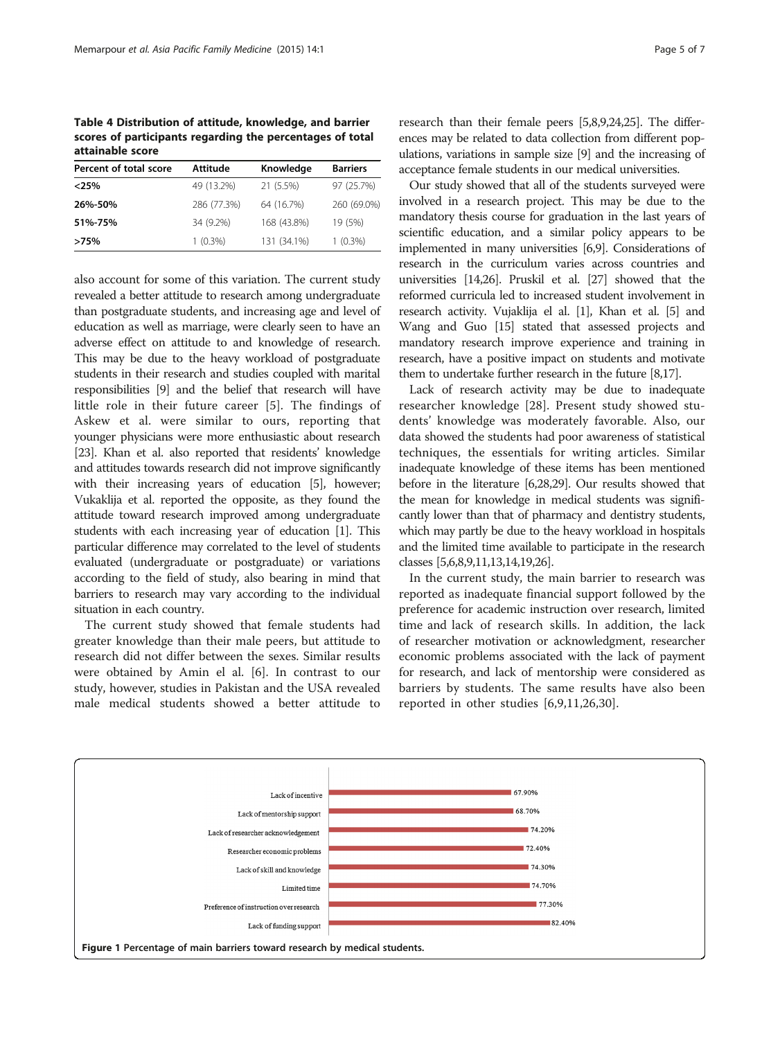**Table 4 Distribution of attitude, knowledge, and barrier scores of participants regarding the percentages of total attainable score**

| Percent of total score | Attitude | Knowledge | Barriers |
|---|---|---|---|
| <25% | 49 (13.2%) | 21 (5.5%) | 97 (25.7%) |
| 26%-50% | 286 (77.3%) | 64 (16.7%) | 260 (69.0%) |
| 51%-75% | 34 (9.2%) | 168 (43.8%) | 19 (5%) |
| >75% | 1 (0.3%) | 131 (34.1%) | 1 (0.3%) |

also account for some of this variation. The current study revealed a better attitude to research among undergraduate than postgraduate students, and increasing age and level of education as well as marriage, were clearly seen to have an adverse effect on attitude to and knowledge of research. This may be due to the heavy workload of postgraduate students in their research and studies coupled with marital responsibilities [9] and the belief that research will have little role in their future career [5]. The findings of Askew et al. were similar to ours, reporting that younger physicians were more enthusiastic about research [23]. Khan et al. also reported that residents' knowledge and attitudes towards research did not improve significantly with their increasing years of education [5], however; Vukaklija et al. reported the opposite, as they found the attitude toward research improved among undergraduate students with each increasing year of education [1]. This particular difference may correlated to the level of students evaluated (undergraduate or postgraduate) or variations according to the field of study, also bearing in mind that barriers to research may vary according to the individual situation in each country.

The current study showed that female students had greater knowledge than their male peers, but attitude to research did not differ between the sexes. Similar results were obtained by Amin el al. [6]. In contrast to our study, however, studies in Pakistan and the USA revealed male medical students showed a better attitude to research than their female peers [5,8,9,24,25]. The differences may be related to data collection from different populations, variations in sample size [9] and the increasing of acceptance female students in our medical universities.

Our study showed that all of the students surveyed were involved in a research project. This may be due to the mandatory thesis course for graduation in the last years of scientific education, and a similar policy appears to be implemented in many universities [6,9]. Considerations of research in the curriculum varies across countries and universities [14,26]. Pruskil et al. [27] showed that the reformed curricula led to increased student involvement in research activity. Vujaklija el al. [1], Khan et al. [5] and Wang and Guo [15] stated that assessed projects and mandatory research improve experience and training in research, have a positive impact on students and motivate them to undertake further research in the future [8,17].

Lack of research activity may be due to inadequate researcher knowledge [28]. Present study showed students' knowledge was moderately favorable. Also, our data showed the students had poor awareness of statistical techniques, the essentials for writing articles. Similar inadequate knowledge of these items has been mentioned before in the literature [6,28,29]. Our results showed that the mean for knowledge in medical students was significantly lower than that of pharmacy and dentistry students, which may partly be due to the heavy workload in hospitals and the limited time available to participate in the research classes [5,6,8,9,11,13,14,19,26].

In the current study, the main barrier to research was reported as inadequate financial support followed by the preference for academic instruction over research, limited time and lack of research skills. In addition, the lack of researcher motivation or acknowledgment, researcher economic problems associated with the lack of payment for research, and lack of mentorship were considered as barriers by students. The same results have also been reported in other studies [6,9,11,26,30].

| Barrier | Percentage |
|---|---|
| Lack of incentive | 67.90% |
| Lack of mentorship support | 68.70% |
| Lack of researcher acknowledgement | 74.20% |
| Researcher economic problems | 72.40% |
| Lack of skill and knowledge | 74.30% |
| Limited time | 74.70% |
| Preference of instruction over research | 77.30% |
| Lack of funding support | 82.40% |

**Figure 1 Percentage of main barriers toward research by medical students.**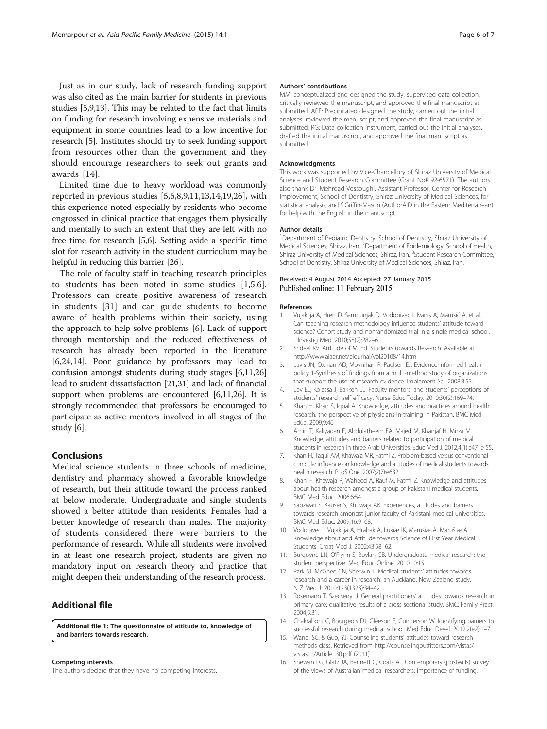Just as in our study, lack of research funding support was also cited as the main barrier for students in previous studies [5,9,13]. This may be related to the fact that limits on funding for research involving expensive materials and equipment in some countries lead to a low incentive for research [5]. Institutes should try to seek funding support from resources other than the government and they should encourage researchers to seek out grants and awards [14].

Limited time due to heavy workload was commonly reported in previous studies [5,6,8,9,11,13,14,19,26], with this experience noted especially by residents who become engrossed in clinical practice that engages them physically and mentally to such an extent that they are left with no free time for research [5,6]. Setting aside a specific time slot for research activity in the student curriculum may be helpful in reducing this barrier [26].

The role of faculty staff in teaching research principles to students has been noted in some studies [1,5,6]. Professors can create positive awareness of research in students [31] and can guide students to become aware of health problems within their society, using the approach to help solve problems [6]. Lack of support through mentorship and the reduced effectiveness of research has already been reported in the literature [6,24,14]. Poor guidance by professors may lead to confusion amongst students during study stages [6,11,26] lead to student dissatisfaction [21,31] and lack of financial support when problems are encountered [6,11,26]. It is strongly recommended that professors be encouraged to participate as active mentors involved in all stages of the study [6].

## Conclusions

Medical science students in three schools of medicine, dentistry and pharmacy showed a favorable knowledge of research, but their attitude toward the process ranked at below moderate. Undergraduate and single students showed a better attitude than residents. Females had a better knowledge of research than males. The majority of students considered there were barriers to the performance of research. While all students were involved in at least one research project, students are given no mandatory input on research theory and practice that might deepen their understanding of the research process.

## Additional file

**Additional file 1: The questionnaire of attitude to, knowledge of and barriers towards research.**

#### Competing interests

The authors declare that they have no competing interests.

#### Authors' contributions

MM: conceptualized and designed the study, supervised data collection, critically reviewed the manuscript, and approved the final manuscript as submitted. APF: Precipitated designed the study, carried out the initial analyses, reviewed the manuscript, and approved the final manuscript as submitted. RG: Data collection instrument, carried out the initial analyses, drafted the initial manuscript, and approved the final manuscript as submitted.

#### Acknowledgments

This work was supported by Vice-Chancellory of Shiraz University of Medical Science and Student Research Committee (Grant No# 92-6571). The authors also thank Dr. Mehrdad Vossoughi, Assistant Professor, Center for Research Improvement, School of Dentistry, Shiraz University of Medical Sciences, for statistical analysis, and S.Griffin-Mason (AuthorAID in the Eastern Mediterranean) for help with the English in the manuscript.

#### Author details

[1]Department of Pediatric Dentistry, School of Dentistry, Shiraz University of Medical Sciences, Shiraz, Iran. [2]Department of Epidemiology, School of Health, Shiraz University of Medical Sciences, Shiraz, Iran. [3]Student Research Committee, School of Dentistry, Shiraz University of Medical Sciences, Shiraz, Iran.

Received: 4 August 2014 Accepted: 27 January 2015
Published online: 11 February 2015

#### References

1. Vujaklija A, Hren D, Sambunjak D, Vodopivec I, Ivanis A, Marusić A, et al. Can teaching research methodology influence students' attitude toward science? Cohort study and nonrandomized trial in a single medical school. J Investig Med. 2010;58(2):282–6.
2. Sridevi KV. Attitude of M. Ed. Students towards Research. Available at http://www.aiaer.net/ejournal/vol20108/14.htm
3. Lavis JN, Oxman AD, Moynihan R, Paulsen EJ. Evidence-informed health policy 1-Synthesis of findings from a multi-method study of organizations that support the use of research evidence. Implement Sci. 2008;3:53.
4. Lev EL, Kolassa J, Bakken LL. Faculty mentors' and students' perceptions of students' research self efficacy. Nurse Educ Today. 2010;30(2):169–74.
5. Khan H, Khan S, Iqbal A. Knowledge, attitudes and practices around health research: the perspective of physicians-in-training in Pakistan. BMC Med Educ. 2009;9:46.
6. Amin T, Kaliyadan F, Abdulatheem EA, Majed M, Khanjaf H, Mirza M. Knowledge, attitudes and barriers related to participation of medical students in research in three Arab Universities. Educ Med J. 2012;4(1):e47–e 55.
7. Khan H, Taqui AM, Khawaja MR, Fatmi Z. Problem-based versus conventional curricula: influence on knowledge and attitudes of medical students towards health research. PLoS One. 2007;2(7):e632.
8. Khan H, Khawaja R, Waheed A, Rauf M, Fatmi Z. Knowledge and attitudes about health research amongst a group of Pakistani medical students. BMC Med Educ. 2006;6:54.
9. Sabzwari S, Kauser S, Khuwaja AK. Experiences, attitudes and barriers towards research amongst junior faculty of Pakistani medical universities. BMC Med Educ. 2009;16:9–68.
10. Vodopivec I, Vujaklija A, Hrabak A, Lukiæ IK, Marušiæ A, Marušiæ A. Knowledge about and Attitude towards Science of First Year Medical Students. Croat Med J. 2002;43:58–62.
11. Burgoyne LN, O'Flynn S, Boylan GB. Undergraduate medical research: the student perspective. Med Educ Online. 2010;10:15.
12. Park SJ, McGhee CN, Sherwin T. Medical students' attitudes towards research and a career in research: an Auckland, New Zealand study. N Z Med J. 2010;123(1323):34–42.
13. Rosemann T, Szecsenyi J. General practitioners' attitudes towards research in primary care: qualitative results of a cross sectional study. BMC: Family Pract. 2004;5:31.
14. Chakraborti C, Bourgeois DJ, Gleeson E, Gunderson W. Identifying barriers to successful research during medical school. Med Educ Devel. 2012;2(e2):1–7.
15. Wang, SC. & Guo, YJ. Counseling students' attitudes toward research methods class. Retrieved from http://counselingoutfitters.com/vistas/vistas11/Article_30.pdf (2011)
16. Shewan LG, Glatz JA, Bennett C, Coats AJ. Contemporary (postwills) survey of the views of Australian medical researchers: importance of funding,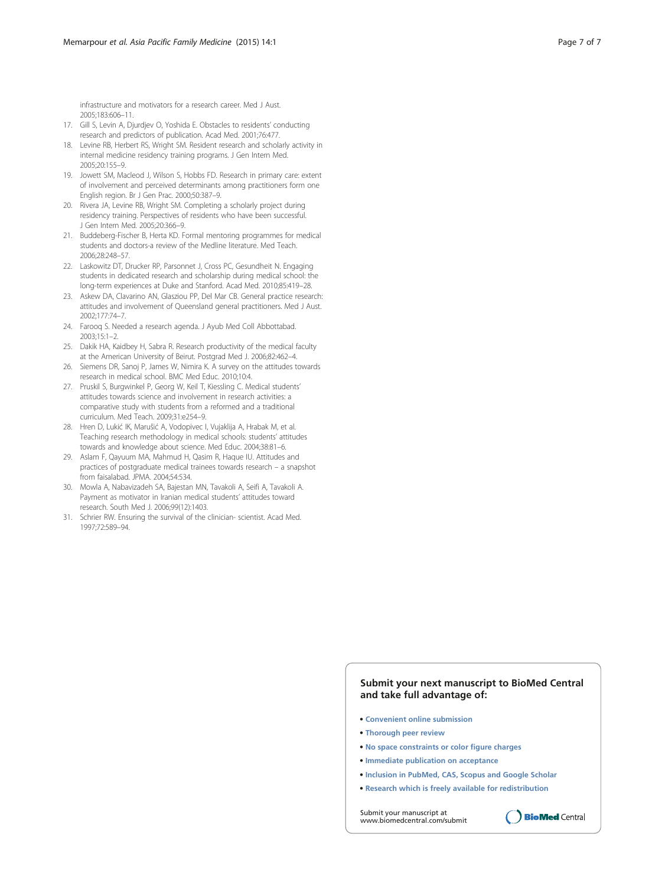infrastructure and motivators for a research career. Med J Aust. 2005;183:606–11.

17. Gill S, Levin A, Djurdjev O, Yoshida E. Obstacles to residents' conducting research and predictors of publication. Acad Med. 2001;76:477.
18. Levine RB, Herbert RS, Wright SM. Resident research and scholarly activity in internal medicine residency training programs. J Gen Intern Med. 2005;20:155–9.
19. Jowett SM, Macleod J, Wilson S, Hobbs FD. Research in primary care: extent of involvement and perceived determinants among practitioners form one English region. Br J Gen Prac. 2000;50:387–9.
20. Rivera JA, Levine RB, Wright SM. Completing a scholarly project during residency training. Perspectives of residents who have been successful. J Gen Intern Med. 2005;20:366–9.
21. Buddeberg-Fischer B, Herta KD. Formal mentoring programmes for medical students and doctors-a review of the Medline literature. Med Teach. 2006;28:248–57.
22. Laskowitz DT, Drucker RP, Parsonnet J, Cross PC, Gesundheit N. Engaging students in dedicated research and scholarship during medical school: the long-term experiences at Duke and Stanford. Acad Med. 2010;85:419–28.
23. Askew DA, Clavarino AN, Glasziou PP, Del Mar CB. General practice research: attitudes and involvement of Queensland general practitioners. Med J Aust. 2002;177:74–7.
24. Farooq S. Needed a research agenda. J Ayub Med Coll Abbottabad. 2003;15:1–2.
25. Dakik HA, Kaidbey H, Sabra R. Research productivity of the medical faculty at the American University of Beirut. Postgrad Med J. 2006;82:462–4.
26. Siemens DR, Sanoj P, James W, Nimira K. A survey on the attitudes towards research in medical school. BMC Med Educ. 2010;10:4.
27. Pruskil S, Burgwinkel P, Georg W, Keil T, Kiessling C. Medical students' attitudes towards science and involvement in research activities: a comparative study with students from a reformed and a traditional curriculum. Med Teach. 2009;31:e254–9.
28. Hren D, Lukić IK, Marušić A, Vodopivec I, Vujaklija A, Hrabak M, et al. Teaching research methodology in medical schools: students' attitudes towards and knowledge about science. Med Educ. 2004;38:81–6.
29. Aslam F, Qayuum MA, Mahmud H, Qasim R, Haque IU. Attitudes and practices of postgraduate medical trainees towards research – a snapshot from faisalabad. JPMA. 2004;54:534.
30. Mowla A, Nabavizadeh SA, Bajestan MN, Tavakoli A, Seifi A, Tavakoli A. Payment as motivator in Iranian medical students' attitudes toward research. South Med J. 2006;99(12):1403.
31. Schrier RW. Ensuring the survival of the clinician- scientist. Acad Med. 1997;72:589–94.

**Submit your next manuscript to BioMed Central and take full advantage of:**

- **Convenient online submission**
- **Thorough peer review**
- **No space constraints or color figure charges**
- **Immediate publication on acceptance**
- **Inclusion in PubMed, CAS, Scopus and Google Scholar**
- **Research which is freely available for redistribution**

Submit your manuscript at
www.biomedcentral.com/submit

BioMed Central